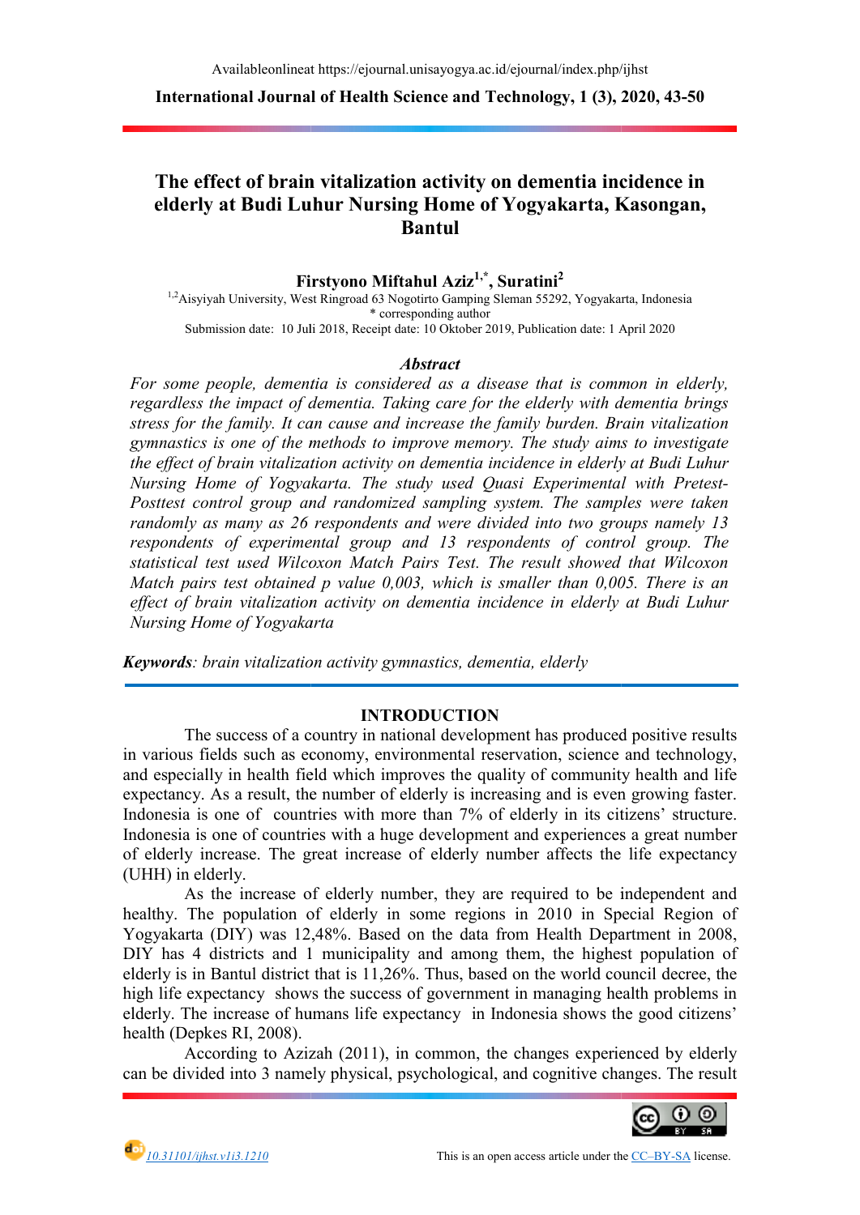# The effect of brain vitalization activity on dementia incidence in elderly at Budi Luhur Nursing Home of Yogyakarta, Kasongan, Bantul

**Firstyono Miftahul Aziz[1,*], Suratini[2]**

[1,2]Aisyiyah University, West Ringroad 63 Nogotirto Gamping Sleman 55292, Yogyakarta, Indonesia
* corresponding author
Submission date: 10 Juli 2018, Receipt date: 10 Oktober 2019, Publication date: 1 April 2020

### *Abstract*

*For some people, dementia is considered as a disease that is common in elderly, regardless the impact of dementia. Taking care for the elderly with dementia brings stress for the family. It can cause and increase the family burden. Brain vitalization gymnastics is one of the methods to improve memory. The study aims to investigate the effect of brain vitalization activity on dementia incidence in elderly at Budi Luhur Nursing Home of Yogyakarta. The study used Quasi Experimental with Pretest-Posttest control group and randomized sampling system. The samples were taken randomly as many as 26 respondents and were divided into two groups namely 13 respondents of experimental group and 13 respondents of control group. The statistical test used Wilcoxon Match Pairs Test. The result showed that Wilcoxon Match pairs test obtained p value 0,003, which is smaller than 0,005. There is an effect of brain vitalization activity on dementia incidence in elderly at Budi Luhur Nursing Home of Yogyakarta*

***Keywords****: brain vitalization activity gymnastics, dementia, elderly*

## INTRODUCTION

The success of a country in national development has produced positive results in various fields such as economy, environmental reservation, science and technology, and especially in health field which improves the quality of community health and life expectancy. As a result, the number of elderly is increasing and is even growing faster. Indonesia is one of countries with more than 7% of elderly in its citizens' structure. Indonesia is one of countries with a huge development and experiences a great number of elderly increase. The great increase of elderly number affects the life expectancy (UHH) in elderly.

As the increase of elderly number, they are required to be independent and healthy. The population of elderly in some regions in 2010 in Special Region of Yogyakarta (DIY) was 12,48%. Based on the data from Health Department in 2008, DIY has 4 districts and 1 municipality and among them, the highest population of elderly is in Bantul district that is 11,26%. Thus, based on the world council decree, the high life expectancy shows the success of government in managing health problems in elderly. The increase of humans life expectancy in Indonesia shows the good citizens' health (Depkes RI, 2008).

According to Azizah (2011), in common, the changes experienced by elderly can be divided into 3 namely physical, psychological, and cognitive changes. The result

10.31101/ijhst.v1i3.1210

This is an open access article under the CC–BY-SA license.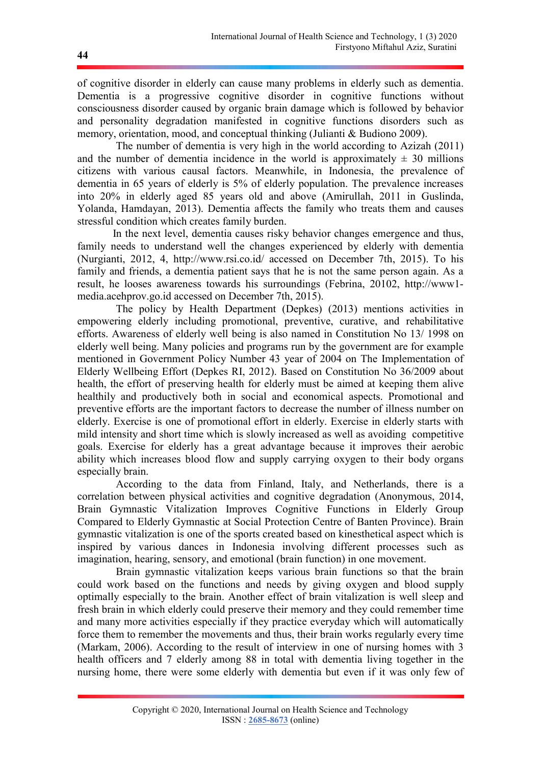of cognitive disorder in elderly can cause many problems in elderly such as dementia. Dementia is a progressive cognitive disorder in cognitive functions without consciousness disorder caused by organic brain damage which is followed by behavior and personality degradation manifested in cognitive functions disorders such as memory, orientation, mood, and conceptual thinking (Julianti & Budiono 2009).

The number of dementia is very high in the world according to Azizah (2011) and the number of dementia incidence in the world is approximately ± 30 millions citizens with various causal factors. Meanwhile, in Indonesia, the prevalence of dementia in 65 years of elderly is 5% of elderly population. The prevalence increases into 20% in elderly aged 85 years old and above (Amirullah, 2011 in Guslinda, Yolanda, Hamdayan, 2013). Dementia affects the family who treats them and causes stressful condition which creates family burden.

In the next level, dementia causes risky behavior changes emergence and thus, family needs to understand well the changes experienced by elderly with dementia (Nurgianti, 2012, 4, http://www.rsi.co.id/ accessed on December 7th, 2015). To his family and friends, a dementia patient says that he is not the same person again. As a result, he looses awareness towards his surroundings (Febrina, 20102, http://www1-media.acehprov.go.id accessed on December 7th, 2015).

The policy by Health Department (Depkes) (2013) mentions activities in empowering elderly including promotional, preventive, curative, and rehabilitative efforts. Awareness of elderly well being is also named in Constitution No 13/ 1998 on elderly well being. Many policies and programs run by the government are for example mentioned in Government Policy Number 43 year of 2004 on The Implementation of Elderly Wellbeing Effort (Depkes RI, 2012). Based on Constitution No 36/2009 about health, the effort of preserving health for elderly must be aimed at keeping them alive healthily and productively both in social and economical aspects. Promotional and preventive efforts are the important factors to decrease the number of illness number on elderly. Exercise is one of promotional effort in elderly. Exercise in elderly starts with mild intensity and short time which is slowly increased as well as avoiding competitive goals. Exercise for elderly has a great advantage because it improves their aerobic ability which increases blood flow and supply carrying oxygen to their body organs especially brain.

According to the data from Finland, Italy, and Netherlands, there is a correlation between physical activities and cognitive degradation (Anonymous, 2014, Brain Gymnastic Vitalization Improves Cognitive Functions in Elderly Group Compared to Elderly Gymnastic at Social Protection Centre of Banten Province). Brain gymnastic vitalization is one of the sports created based on kinesthetical aspect which is inspired by various dances in Indonesia involving different processes such as imagination, hearing, sensory, and emotional (brain function) in one movement.

Brain gymnastic vitalization keeps various brain functions so that the brain could work based on the functions and needs by giving oxygen and blood supply optimally especially to the brain. Another effect of brain vitalization is well sleep and fresh brain in which elderly could preserve their memory and they could remember time and many more activities especially if they practice everyday which will automatically force them to remember the movements and thus, their brain works regularly every time (Markam, 2006). According to the result of interview in one of nursing homes with 3 health officers and 7 elderly among 88 in total with dementia living together in the nursing home, there were some elderly with dementia but even if it was only few of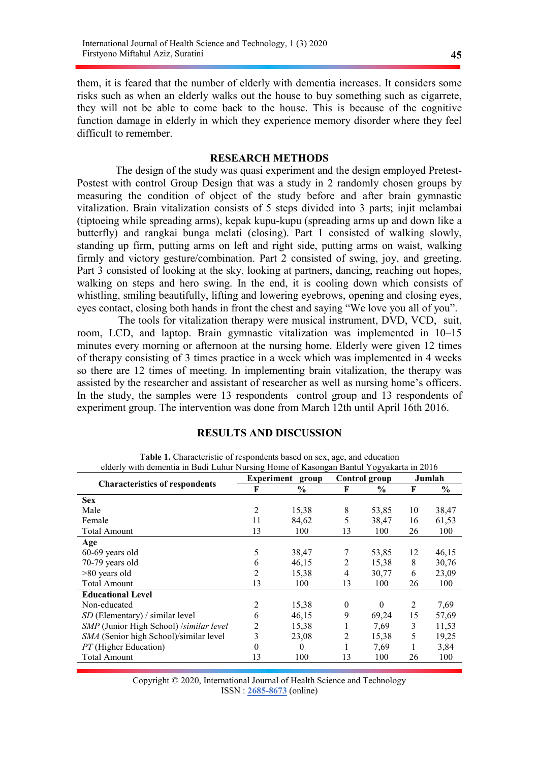them, it is feared that the number of elderly with dementia increases. It considers some risks such as when an elderly walks out the house to buy something such as cigarrete, they will not be able to come back to the house. This is because of the cognitive function damage in elderly in which they experience memory disorder where they feel difficult to remember.

## RESEARCH METHODS

The design of the study was quasi experiment and the design employed Pretest-Postest with control Group Design that was a study in 2 randomly chosen groups by measuring the condition of object of the study before and after brain gymnastic vitalization. Brain vitalization consists of 5 steps divided into 3 parts; injit melambai (tiptoeing while spreading arms), kepak kupu-kupu (spreading arms up and down like a butterfly) and rangkai bunga melati (closing). Part 1 consisted of walking slowly, standing up firm, putting arms on left and right side, putting arms on waist, walking firmly and victory gesture/combination. Part 2 consisted of swing, joy, and greeting. Part 3 consisted of looking at the sky, looking at partners, dancing, reaching out hopes, walking on steps and hero swing. In the end, it is cooling down which consists of whistling, smiling beautifully, lifting and lowering eyebrows, opening and closing eyes, eyes contact, closing both hands in front the chest and saying "We love you all of you".

The tools for vitalization therapy were musical instrument, DVD, VCD, suit, room, LCD, and laptop. Brain gymnastic vitalization was implemented in 10–15 minutes every morning or afternoon at the nursing home. Elderly were given 12 times of therapy consisting of 3 times practice in a week which was implemented in 4 weeks so there are 12 times of meeting. In implementing brain vitalization, the therapy was assisted by the researcher and assistant of researcher as well as nursing home's officers. In the study, the samples were 13 respondents control group and 13 respondents of experiment group. The intervention was done from March 12th until April 16th 2016.

## RESULTS AND DISCUSSION

**Table 1.** Characteristic of respondents based on sex, age, and education elderly with dementia in Budi Luhur Nursing Home of Kasongan Bantul Yogyakarta in 2016

| Characteristics of respondents | Experiment group | | Control group | | Jumlah | |
|---|---|---|---|---|---|---|
| | F | % | F | % | F | % |
| **Sex** | | | | | | |
| Male | 2 | 15,38 | 8 | 53,85 | 10 | 38,47 |
| Female | 11 | 84,62 | 5 | 38,47 | 16 | 61,53 |
| Total Amount | 13 | 100 | 13 | 100 | 26 | 100 |
| **Age** | | | | | | |
| 60-69 years old | 5 | 38,47 | 7 | 53,85 | 12 | 46,15 |
| 70-79 years old | 6 | 46,15 | 2 | 15,38 | 8 | 30,76 |
| >80 years old | 2 | 15,38 | 4 | 30,77 | 6 | 23,09 |
| Total Amount | 13 | 100 | 13 | 100 | 26 | 100 |
| **Educational Level** | | | | | | |
| Non-educated | 2 | 15,38 | 0 | 0 | 2 | 7,69 |
| *SD* (Elementary) / similar level | 6 | 46,15 | 9 | 69,24 | 15 | 57,69 |
| *SMP* (Junior High School) /*similar level* | 2 | 15,38 | 1 | 7,69 | 3 | 11,53 |
| *SMA* (Senior high School)/similar level | 3 | 23,08 | 2 | 15,38 | 5 | 19,25 |
| *PT* (Higher Education) | 0 | 0 | 1 | 7,69 | 1 | 3,84 |
| Total Amount | 13 | 100 | 13 | 100 | 26 | 100 |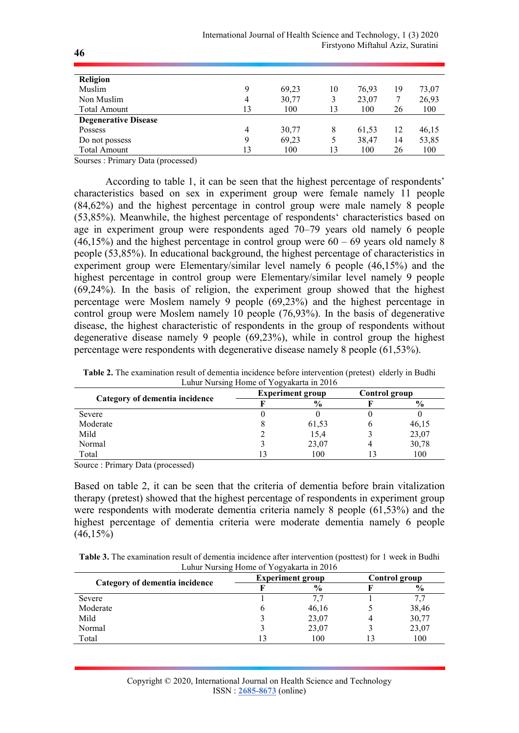| | | | | | | |
|---|---|---|---|---|---|---|
| **Religion** | | | | | | |
| Muslim | 9 | 69,23 | 10 | 76,93 | 19 | 73,07 |
| Non Muslim | 4 | 30,77 | 3 | 23,07 | 7 | 26,93 |
| Total Amount | 13 | 100 | 13 | 100 | 26 | 100 |
| **Degenerative Disease** | | | | | | |
| Possess | 4 | 30,77 | 8 | 61,53 | 12 | 46,15 |
| Do not possess | 9 | 69,23 | 5 | 38,47 | 14 | 53,85 |
| Total Amount | 13 | 100 | 13 | 100 | 26 | 100 |

Sourses : Primary Data (processed)

According to table 1, it can be seen that the highest percentage of respondents' characteristics based on sex in experiment group were female namely 11 people (84,62%) and the highest percentage in control group were male namely 8 people (53,85%). Meanwhile, the highest percentage of respondents' characteristics based on age in experiment group were respondents aged 70–79 years old namely 6 people (46,15%) and the highest percentage in control group were 60 – 69 years old namely 8 people (53,85%). In educational background, the highest percentage of characteristics in experiment group were Elementary/similar level namely 6 people (46,15%) and the highest percentage in control group were Elementary/similar level namely 9 people (69,24%). In the basis of religion, the experiment group showed that the highest percentage were Moslem namely 9 people (69,23%) and the highest percentage in control group were Moslem namely 10 people (76,93%). In the basis of degenerative disease, the highest characteristic of respondents in the group of respondents without degenerative disease namely 9 people (69,23%), while in control group the highest percentage were respondents with degenerative disease namely 8 people (61,53%).

**Table 2.** The examination result of dementia incidence before intervention (pretest) elderly in Budhi Luhur Nursing Home of Yogyakarta in 2016

| Category of dementia incidence | Experiment group | | Control group | |
|---|---|---|---|---|
| | F | % | F | % |
| Severe | 0 | 0 | 0 | 0 |
| Moderate | 8 | 61,53 | 6 | 46,15 |
| Mild | 2 | 15,4 | 3 | 23,07 |
| Normal | 3 | 23,07 | 4 | 30,78 |
| Total | 13 | 100 | 13 | 100 |

Source : Primary Data (processed)

Based on table 2, it can be seen that the criteria of dementia before brain vitalization therapy (pretest) showed that the highest percentage of respondents in experiment group were respondents with moderate dementia criteria namely 8 people (61,53%) and the highest percentage of dementia criteria were moderate dementia namely 6 people (46,15%)

**Table 3.** The examination result of dementia incidence after intervention (posttest) for 1 week in Budhi Luhur Nursing Home of Yogyakarta in 2016

| Category of dementia incidence | Experiment group | | Control group | |
|---|---|---|---|---|
| | F | % | F | % |
| Severe | 1 | 7,7 | 1 | 7,7 |
| Moderate | 6 | 46,16 | 5 | 38,46 |
| Mild | 3 | 23,07 | 4 | 30,77 |
| Normal | 3 | 23,07 | 3 | 23,07 |
| Total | 13 | 100 | 13 | 100 |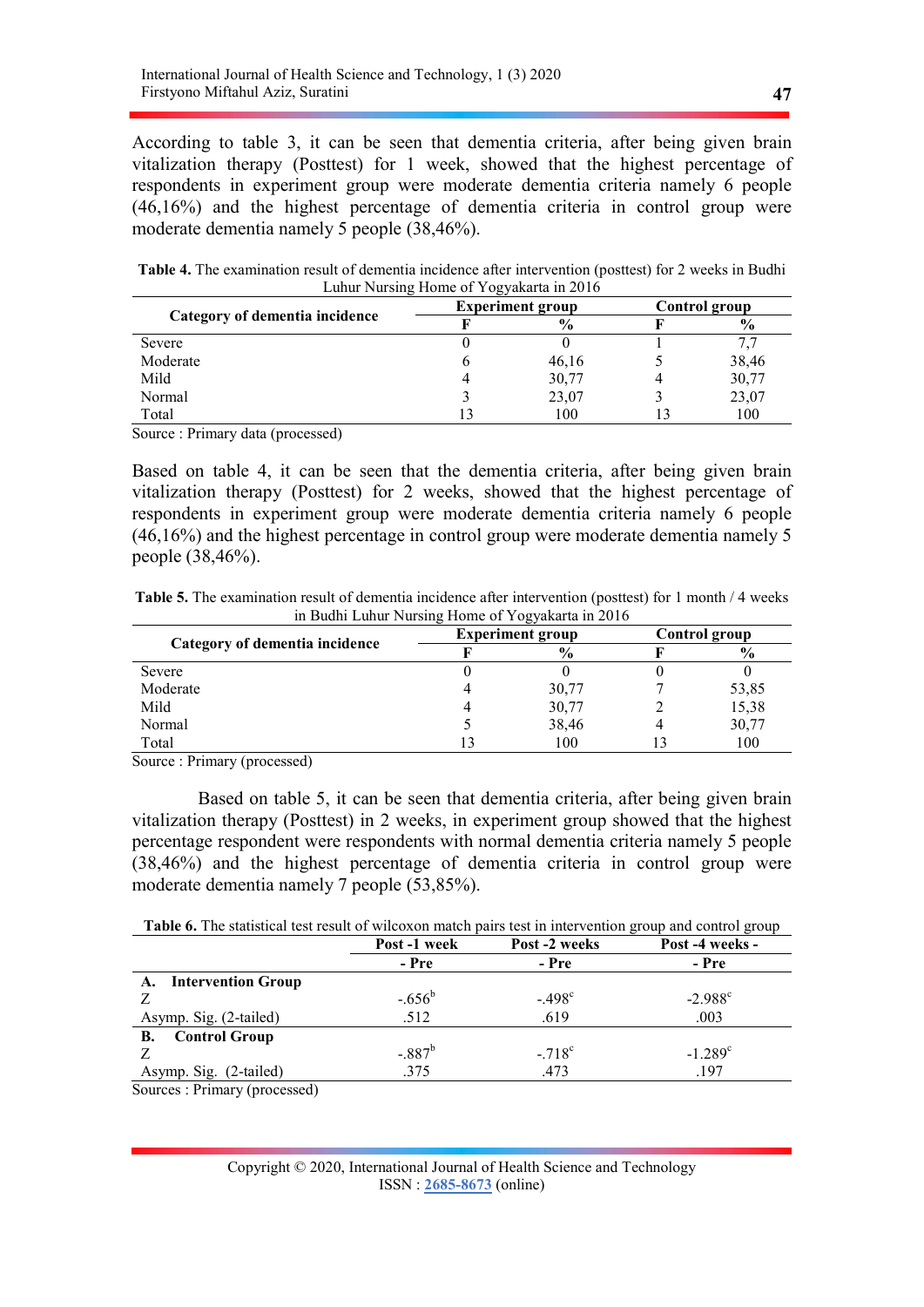According to table 3, it can be seen that dementia criteria, after being given brain vitalization therapy (Posttest) for 1 week, showed that the highest percentage of respondents in experiment group were moderate dementia criteria namely 6 people (46,16%) and the highest percentage of dementia criteria in control group were moderate dementia namely 5 people (38,46%).

**Table 4.** The examination result of dementia incidence after intervention (posttest) for 2 weeks in Budhi Luhur Nursing Home of Yogyakarta in 2016

| Category of dementia incidence | Experiment group | | Control group | |
|---|---|---|---|---|
| | F | % | F | % |
| Severe | 0 | 0 | 1 | 7,7 |
| Moderate | 6 | 46,16 | 5 | 38,46 |
| Mild | 4 | 30,77 | 4 | 30,77 |
| Normal | 3 | 23,07 | 3 | 23,07 |
| Total | 13 | 100 | 13 | 100 |

Source : Primary data (processed)

Based on table 4, it can be seen that the dementia criteria, after being given brain vitalization therapy (Posttest) for 2 weeks, showed that the highest percentage of respondents in experiment group were moderate dementia criteria namely 6 people (46,16%) and the highest percentage in control group were moderate dementia namely 5 people (38,46%).

**Table 5.** The examination result of dementia incidence after intervention (posttest) for 1 month / 4 weeks in Budhi Luhur Nursing Home of Yogyakarta in 2016

| Category of dementia incidence | Experiment group | | Control group | |
|---|---|---|---|---|
| | F | % | F | % |
| Severe | 0 | 0 | 0 | 0 |
| Moderate | 4 | 30,77 | 7 | 53,85 |
| Mild | 4 | 30,77 | 2 | 15,38 |
| Normal | 5 | 38,46 | 4 | 30,77 |
| Total | 13 | 100 | 13 | 100 |

Source : Primary (processed)

Based on table 5, it can be seen that dementia criteria, after being given brain vitalization therapy (Posttest) in 2 weeks, in experiment group showed that the highest percentage respondent were respondents with normal dementia criteria namely 5 people (38,46%) and the highest percentage of dementia criteria in control group were moderate dementia namely 7 people (53,85%).

**Table 6.** The statistical test result of wilcoxon match pairs test in intervention group and control group

| | Post -1 week - Pre | Post -2 weeks - Pre | Post -4 weeks - Pre |
|---|---|---|---|
| **A. Intervention Group** | | | |
| Z | -.656[b] | -.498[c] | -2.988[c] |
| Asymp. Sig. (2-tailed) | .512 | .619 | .003 |
| **B. Control Group** | | | |
| Z | -.887[b] | -.718[c] | -1.289[c] |
| Asymp. Sig. (2-tailed) | .375 | .473 | .197 |

Sources : Primary (processed)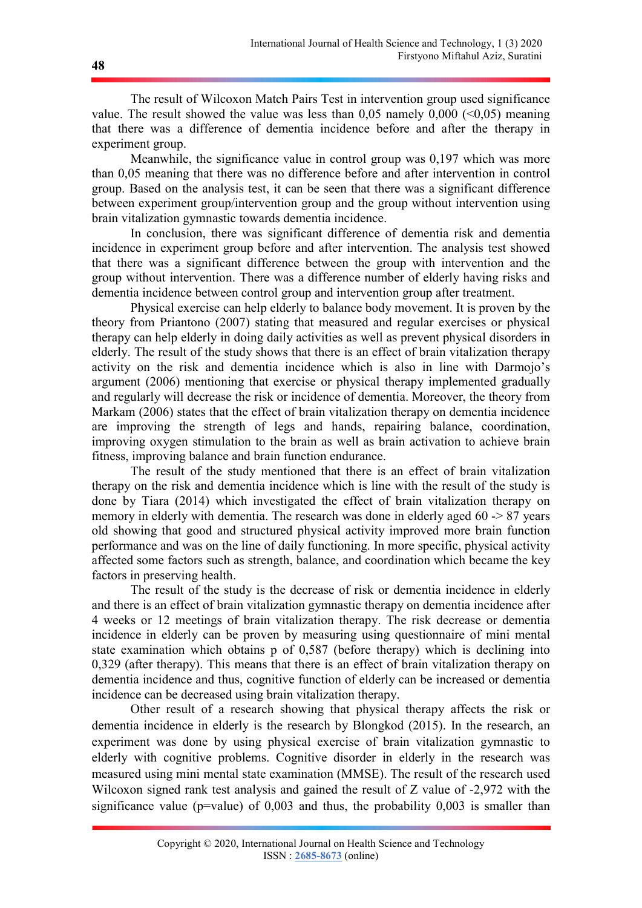The result of Wilcoxon Match Pairs Test in intervention group used significance value. The result showed the value was less than 0,05 namely 0,000 (<0,05) meaning that there was a difference of dementia incidence before and after the therapy in experiment group.

Meanwhile, the significance value in control group was 0,197 which was more than 0,05 meaning that there was no difference before and after intervention in control group. Based on the analysis test, it can be seen that there was a significant difference between experiment group/intervention group and the group without intervention using brain vitalization gymnastic towards dementia incidence.

In conclusion, there was significant difference of dementia risk and dementia incidence in experiment group before and after intervention. The analysis test showed that there was a significant difference between the group with intervention and the group without intervention. There was a difference number of elderly having risks and dementia incidence between control group and intervention group after treatment.

Physical exercise can help elderly to balance body movement. It is proven by the theory from Priantono (2007) stating that measured and regular exercises or physical therapy can help elderly in doing daily activities as well as prevent physical disorders in elderly. The result of the study shows that there is an effect of brain vitalization therapy activity on the risk and dementia incidence which is also in line with Darmojo's argument (2006) mentioning that exercise or physical therapy implemented gradually and regularly will decrease the risk or incidence of dementia. Moreover, the theory from Markam (2006) states that the effect of brain vitalization therapy on dementia incidence are improving the strength of legs and hands, repairing balance, coordination, improving oxygen stimulation to the brain as well as brain activation to achieve brain fitness, improving balance and brain function endurance.

The result of the study mentioned that there is an effect of brain vitalization therapy on the risk and dementia incidence which is line with the result of the study is done by Tiara (2014) which investigated the effect of brain vitalization therapy on memory in elderly with dementia. The research was done in elderly aged 60 -> 87 years old showing that good and structured physical activity improved more brain function performance and was on the line of daily functioning. In more specific, physical activity affected some factors such as strength, balance, and coordination which became the key factors in preserving health.

The result of the study is the decrease of risk or dementia incidence in elderly and there is an effect of brain vitalization gymnastic therapy on dementia incidence after 4 weeks or 12 meetings of brain vitalization therapy. The risk decrease or dementia incidence in elderly can be proven by measuring using questionnaire of mini mental state examination which obtains p of 0,587 (before therapy) which is declining into 0,329 (after therapy). This means that there is an effect of brain vitalization therapy on dementia incidence and thus, cognitive function of elderly can be increased or dementia incidence can be decreased using brain vitalization therapy.

Other result of a research showing that physical therapy affects the risk or dementia incidence in elderly is the research by Blongkod (2015). In the research, an experiment was done by using physical exercise of brain vitalization gymnastic to elderly with cognitive problems. Cognitive disorder in elderly in the research was measured using mini mental state examination (MMSE). The result of the research used Wilcoxon signed rank test analysis and gained the result of Z value of -2,972 with the significance value (p=value) of 0,003 and thus, the probability 0,003 is smaller than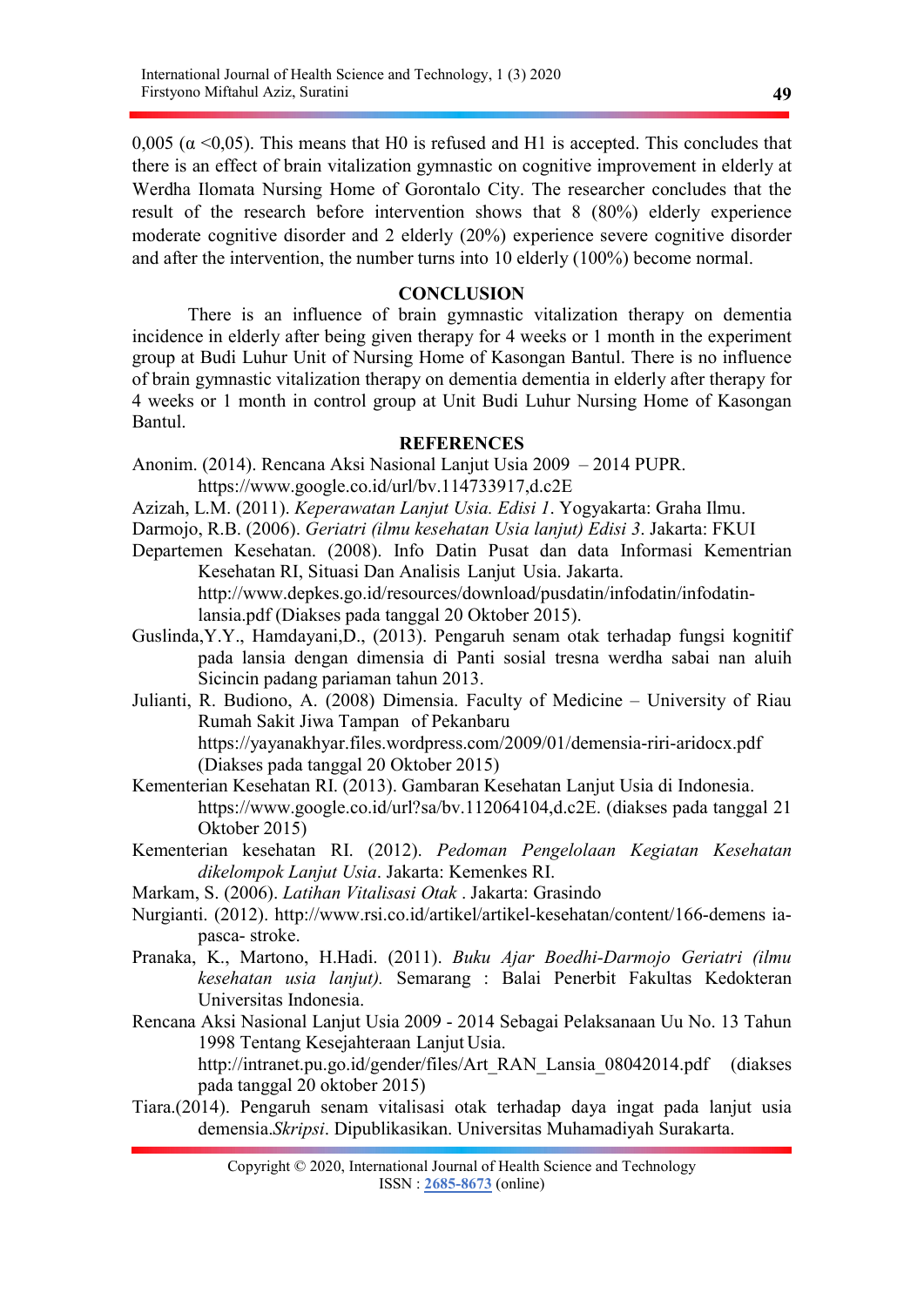0,005 (α <0,05). This means that H0 is refused and H1 is accepted. This concludes that there is an effect of brain vitalization gymnastic on cognitive improvement in elderly at Werdha Ilomata Nursing Home of Gorontalo City. The researcher concludes that the result of the research before intervention shows that 8 (80%) elderly experience moderate cognitive disorder and 2 elderly (20%) experience severe cognitive disorder and after the intervention, the number turns into 10 elderly (100%) become normal.

## CONCLUSION

There is an influence of brain gymnastic vitalization therapy on dementia incidence in elderly after being given therapy for 4 weeks or 1 month in the experiment group at Budi Luhur Unit of Nursing Home of Kasongan Bantul. There is no influence of brain gymnastic vitalization therapy on dementia dementia in elderly after therapy for 4 weeks or 1 month in control group at Unit Budi Luhur Nursing Home of Kasongan Bantul.

## REFERENCES

Anonim. (2014). Rencana Aksi Nasional Lanjut Usia 2009 – 2014 PUPR. https://www.google.co.id/url/bv.114733917,d.c2E

Azizah, L.M. (2011). *Keperawatan Lanjut Usia. Edisi 1*. Yogyakarta: Graha Ilmu.

Darmojo, R.B. (2006). *Geriatri (ilmu kesehatan Usia lanjut) Edisi 3*. Jakarta: FKUI

Departemen Kesehatan. (2008). Info Datin Pusat dan data Informasi Kementrian Kesehatan RI, Situasi Dan Analisis Lanjut Usia. Jakarta. http://www.depkes.go.id/resources/download/pusdatin/infodatin/infodatin-lansia.pdf (Diakses pada tanggal 20 Oktober 2015).

Guslinda,Y.Y., Hamdayani,D., (2013). Pengaruh senam otak terhadap fungsi kognitif pada lansia dengan dimensia di Panti sosial tresna werdha sabai nan aluih Sicincin padang pariaman tahun 2013.

Julianti, R. Budiono, A. (2008) Dimensia. Faculty of Medicine – University of Riau Rumah Sakit Jiwa Tampan of Pekanbaru https://yayanakhyar.files.wordpress.com/2009/01/demensia-riri-aridocx.pdf (Diakses pada tanggal 20 Oktober 2015)

Kementerian Kesehatan RI. (2013). Gambaran Kesehatan Lanjut Usia di Indonesia. https://www.google.co.id/url?sa/bv.112064104,d.c2E. (diakses pada tanggal 21 Oktober 2015)

Kementerian kesehatan RI. (2012). *Pedoman Pengelolaan Kegiatan Kesehatan dikelompok Lanjut Usia*. Jakarta: Kemenkes RI.

Markam, S. (2006). *Latihan Vitalisasi Otak* . Jakarta: Grasindo

Nurgianti. (2012). http://www.rsi.co.id/artikel/artikel-kesehatan/content/166-demens ia-pasca- stroke.

Pranaka, K., Martono, H.Hadi. (2011). *Buku Ajar Boedhi-Darmojo Geriatri (ilmu kesehatan usia lanjut).* Semarang : Balai Penerbit Fakultas Kedokteran Universitas Indonesia.

Rencana Aksi Nasional Lanjut Usia 2009 - 2014 Sebagai Pelaksanaan Uu No. 13 Tahun 1998 Tentang Kesejahteraan Lanjut Usia. http://intranet.pu.go.id/gender/files/Art_RAN_Lansia_08042014.pdf (diakses pada tanggal 20 oktober 2015)

Tiara.(2014). Pengaruh senam vitalisasi otak terhadap daya ingat pada lanjut usia demensia.*Skripsi*. Dipublikasikan. Universitas Muhamadiyah Surakarta.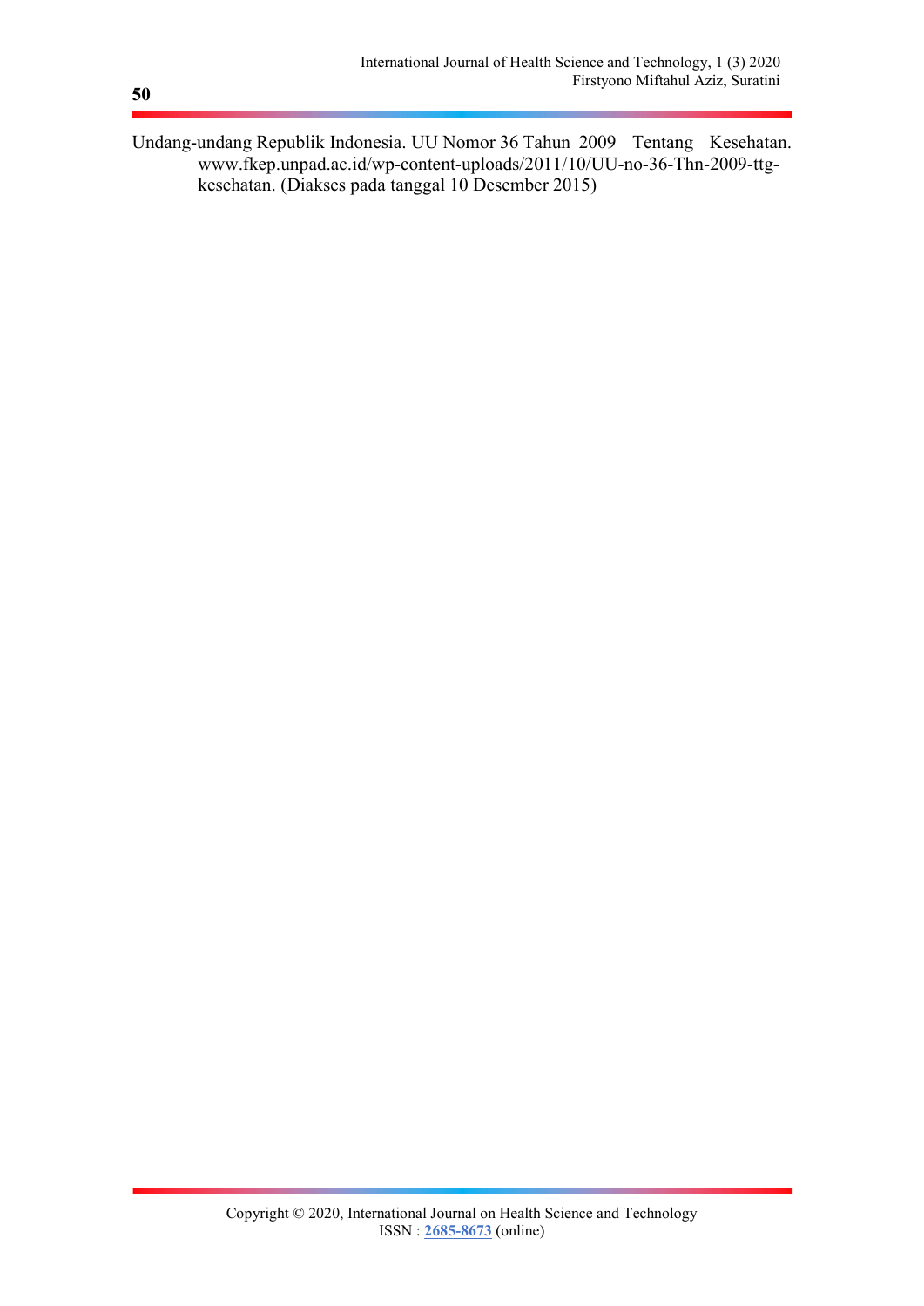Undang-undang Republik Indonesia. UU Nomor 36 Tahun 2009 Tentang Kesehatan. www.fkep.unpad.ac.id/wp-content-uploads/2011/10/UU-no-36-Thn-2009-ttg-kesehatan. (Diakses pada tanggal 10 Desember 2015)